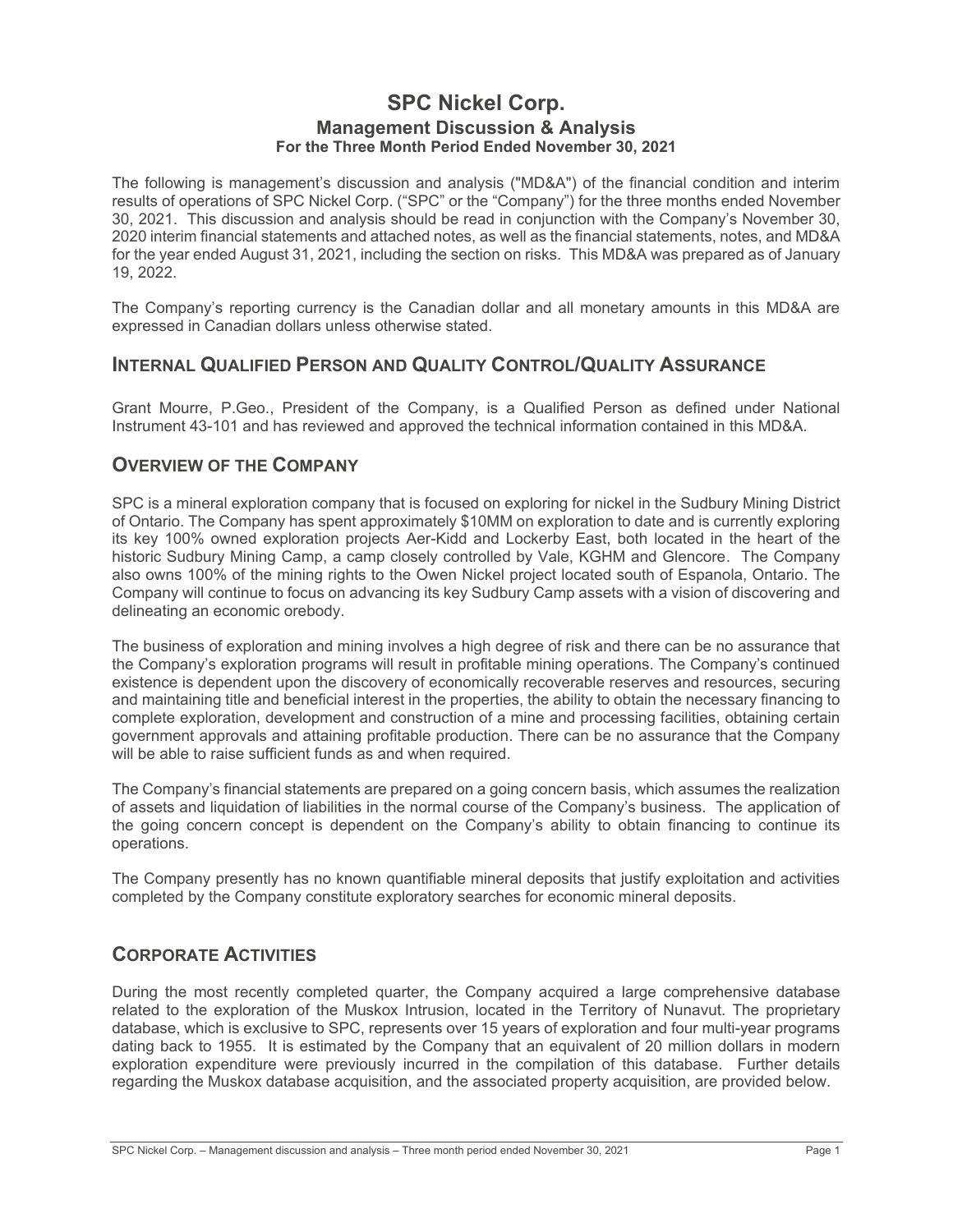# SPC Nickel Corp.

## Management Discussion & Analysis

### For the Three Month Period Ended November 30, 2021

The following is management's discussion and analysis ("MD&A") of the financial condition and interim results of operations of SPC Nickel Corp. ("SPC" or the "Company") for the three months ended November 30, 2021. This discussion and analysis should be read in conjunction with the Company's November 30, 2020 interim financial statements and attached notes, as well as the financial statements, notes, and MD&A for the year ended August 31, 2021, including the section on risks. This MD&A was prepared as of January 19, 2022.

The Company's reporting currency is the Canadian dollar and all monetary amounts in this MD&A are expressed in Canadian dollars unless otherwise stated.

## INTERNAL QUALIFIED PERSON AND QUALITY CONTROL/QUALITY ASSURANCE

Grant Mourre, P.Geo., President of the Company, is a Qualified Person as defined under National Instrument 43-101 and has reviewed and approved the technical information contained in this MD&A.

## OVERVIEW OF THE COMPANY

SPC is a mineral exploration company that is focused on exploring for nickel in the Sudbury Mining District of Ontario. The Company has spent approximately $10MM on exploration to date and is currently exploring its key 100% owned exploration projects Aer-Kidd and Lockerby East, both located in the heart of the historic Sudbury Mining Camp, a camp closely controlled by Vale, KGHM and Glencore. The Company also owns 100% of the mining rights to the Owen Nickel project located south of Espanola, Ontario. The Company will continue to focus on advancing its key Sudbury Camp assets with a vision of discovering and delineating an economic orebody.

The business of exploration and mining involves a high degree of risk and there can be no assurance that the Company's exploration programs will result in profitable mining operations. The Company's continued existence is dependent upon the discovery of economically recoverable reserves and resources, securing and maintaining title and beneficial interest in the properties, the ability to obtain the necessary financing to complete exploration, development and construction of a mine and processing facilities, obtaining certain government approvals and attaining profitable production. There can be no assurance that the Company will be able to raise sufficient funds as and when required.

The Company's financial statements are prepared on a going concern basis, which assumes the realization of assets and liquidation of liabilities in the normal course of the Company's business. The application of the going concern concept is dependent on the Company's ability to obtain financing to continue its operations.

The Company presently has no known quantifiable mineral deposits that justify exploitation and activities completed by the Company constitute exploratory searches for economic mineral deposits.

## CORPORATE ACTIVITIES

During the most recently completed quarter, the Company acquired a large comprehensive database related to the exploration of the Muskox Intrusion, located in the Territory of Nunavut. The proprietary database, which is exclusive to SPC, represents over 15 years of exploration and four multi-year programs dating back to 1955. It is estimated by the Company that an equivalent of 20 million dollars in modern exploration expenditure were previously incurred in the compilation of this database. Further details regarding the Muskox database acquisition, and the associated property acquisition, are provided below.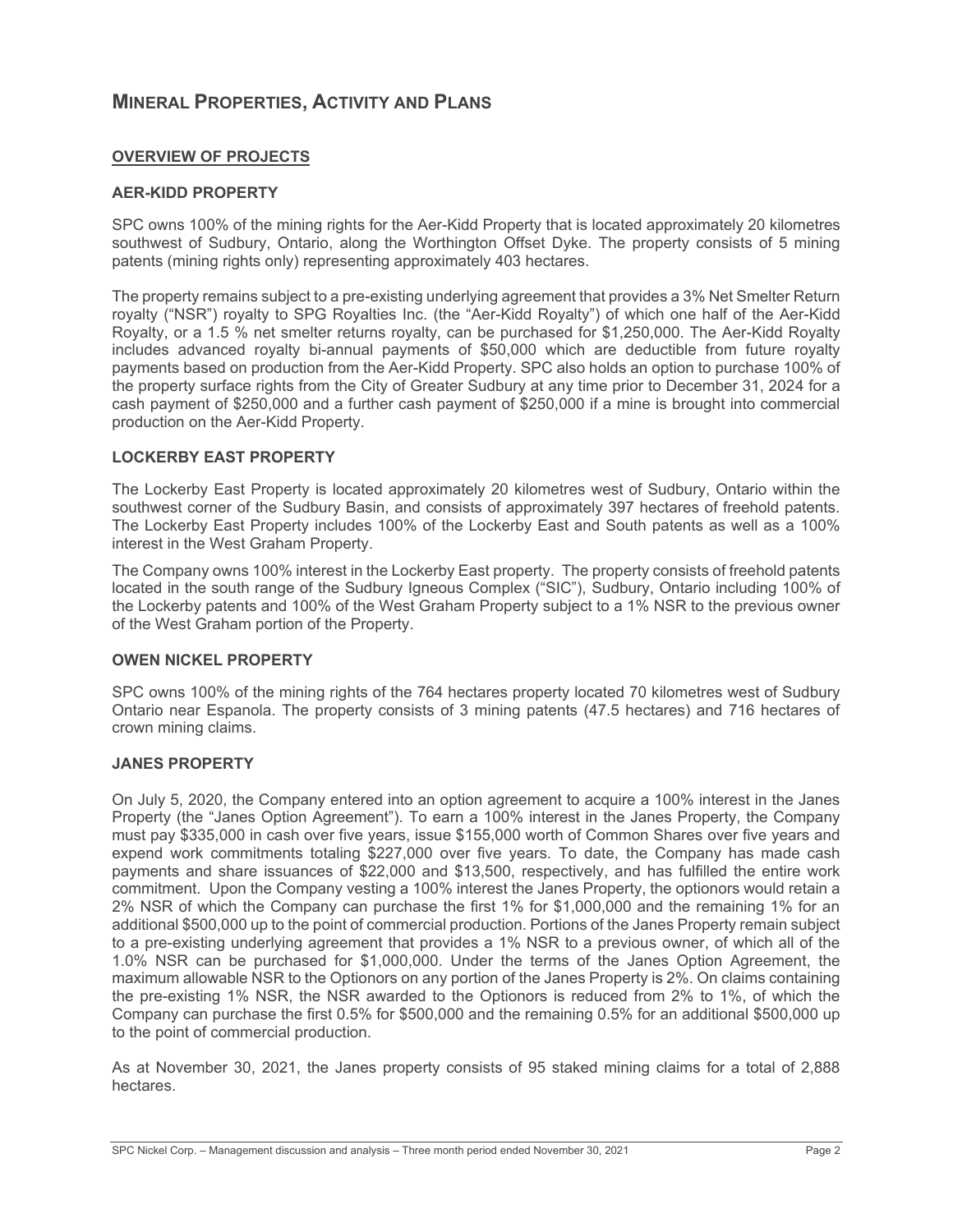# MINERAL PROPERTIES, ACTIVITY AND PLANS

## OVERVIEW OF PROJECTS

### AER-KIDD PROPERTY

SPC owns 100% of the mining rights for the Aer-Kidd Property that is located approximately 20 kilometres southwest of Sudbury, Ontario, along the Worthington Offset Dyke. The property consists of 5 mining patents (mining rights only) representing approximately 403 hectares.

The property remains subject to a pre-existing underlying agreement that provides a 3% Net Smelter Return royalty ("NSR") royalty to SPG Royalties Inc. (the "Aer-Kidd Royalty") of which one half of the Aer-Kidd Royalty, or a 1.5 % net smelter returns royalty, can be purchased for $1,250,000. The Aer-Kidd Royalty includes advanced royalty bi-annual payments of $50,000 which are deductible from future royalty payments based on production from the Aer-Kidd Property. SPC also holds an option to purchase 100% of the property surface rights from the City of Greater Sudbury at any time prior to December 31, 2024 for a cash payment of $250,000 and a further cash payment of $250,000 if a mine is brought into commercial production on the Aer-Kidd Property.

### LOCKERBY EAST PROPERTY

The Lockerby East Property is located approximately 20 kilometres west of Sudbury, Ontario within the southwest corner of the Sudbury Basin, and consists of approximately 397 hectares of freehold patents. The Lockerby East Property includes 100% of the Lockerby East and South patents as well as a 100% interest in the West Graham Property.

The Company owns 100% interest in the Lockerby East property. The property consists of freehold patents located in the south range of the Sudbury Igneous Complex ("SIC"), Sudbury, Ontario including 100% of the Lockerby patents and 100% of the West Graham Property subject to a 1% NSR to the previous owner of the West Graham portion of the Property.

### OWEN NICKEL PROPERTY

SPC owns 100% of the mining rights of the 764 hectares property located 70 kilometres west of Sudbury Ontario near Espanola. The property consists of 3 mining patents (47.5 hectares) and 716 hectares of crown mining claims.

### JANES PROPERTY

On July 5, 2020, the Company entered into an option agreement to acquire a 100% interest in the Janes Property (the "Janes Option Agreement"). To earn a 100% interest in the Janes Property, the Company must pay $335,000 in cash over five years, issue $155,000 worth of Common Shares over five years and expend work commitments totaling $227,000 over five years. To date, the Company has made cash payments and share issuances of $22,000 and $13,500, respectively, and has fulfilled the entire work commitment. Upon the Company vesting a 100% interest the Janes Property, the optionors would retain a 2% NSR of which the Company can purchase the first 1% for $1,000,000 and the remaining 1% for an additional $500,000 up to the point of commercial production. Portions of the Janes Property remain subject to a pre-existing underlying agreement that provides a 1% NSR to a previous owner, of which all of the 1.0% NSR can be purchased for $1,000,000. Under the terms of the Janes Option Agreement, the maximum allowable NSR to the Optionors on any portion of the Janes Property is 2%. On claims containing the pre-existing 1% NSR, the NSR awarded to the Optionors is reduced from 2% to 1%, of which the Company can purchase the first 0.5% for $500,000 and the remaining 0.5% for an additional $500,000 up to the point of commercial production.

As at November 30, 2021, the Janes property consists of 95 staked mining claims for a total of 2,888 hectares.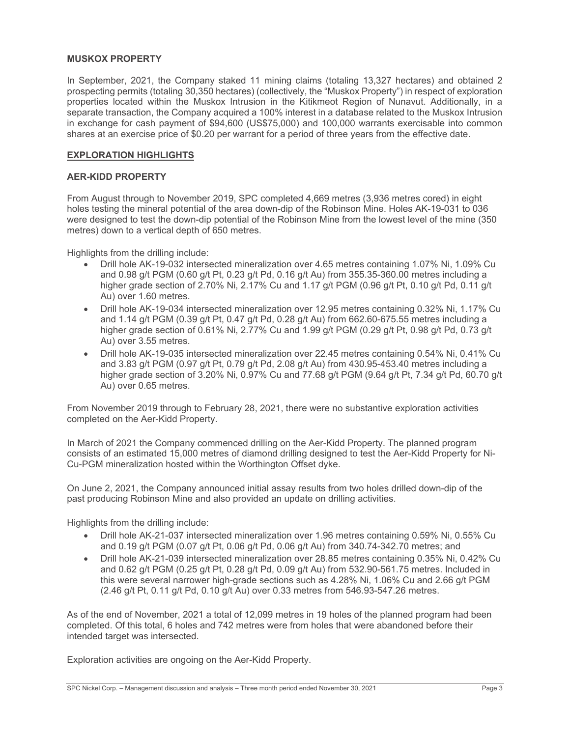### MUSKOX PROPERTY

In September, 2021, the Company staked 11 mining claims (totaling 13,327 hectares) and obtained 2 prospecting permits (totaling 30,350 hectares) (collectively, the "Muskox Property") in respect of exploration properties located within the Muskox Intrusion in the Kitikmeot Region of Nunavut. Additionally, in a separate transaction, the Company acquired a 100% interest in a database related to the Muskox Intrusion in exchange for cash payment of $94,600 (US$75,000) and 100,000 warrants exercisable into common shares at an exercise price of $0.20 per warrant for a period of three years from the effective date.

## EXPLORATION HIGHLIGHTS

### AER-KIDD PROPERTY

From August through to November 2019, SPC completed 4,669 metres (3,936 metres cored) in eight holes testing the mineral potential of the area down-dip of the Robinson Mine. Holes AK-19-031 to 036 were designed to test the down-dip potential of the Robinson Mine from the lowest level of the mine (350 metres) down to a vertical depth of 650 metres.

Highlights from the drilling include:

- Drill hole AK-19-032 intersected mineralization over 4.65 metres containing 1.07% Ni, 1.09% Cu and 0.98 g/t PGM (0.60 g/t Pt, 0.23 g/t Pd, 0.16 g/t Au) from 355.35-360.00 metres including a higher grade section of 2.70% Ni, 2.17% Cu and 1.17 g/t PGM (0.96 g/t Pt, 0.10 g/t Pd, 0.11 g/t Au) over 1.60 metres.
- Drill hole AK-19-034 intersected mineralization over 12.95 metres containing 0.32% Ni, 1.17% Cu and 1.14 g/t PGM (0.39 g/t Pt, 0.47 g/t Pd, 0.28 g/t Au) from 662.60-675.55 metres including a higher grade section of 0.61% Ni, 2.77% Cu and 1.99 g/t PGM (0.29 g/t Pt, 0.98 g/t Pd, 0.73 g/t Au) over 3.55 metres.
- Drill hole AK-19-035 intersected mineralization over 22.45 metres containing 0.54% Ni, 0.41% Cu and 3.83 g/t PGM (0.97 g/t Pt, 0.79 g/t Pd, 2.08 g/t Au) from 430.95-453.40 metres including a higher grade section of 3.20% Ni, 0.97% Cu and 77.68 g/t PGM (9.64 g/t Pt, 7.34 g/t Pd, 60.70 g/t Au) over 0.65 metres.

From November 2019 through to February 28, 2021, there were no substantive exploration activities completed on the Aer-Kidd Property.

In March of 2021 the Company commenced drilling on the Aer-Kidd Property. The planned program consists of an estimated 15,000 metres of diamond drilling designed to test the Aer-Kidd Property for Ni-Cu-PGM mineralization hosted within the Worthington Offset dyke.

On June 2, 2021, the Company announced initial assay results from two holes drilled down-dip of the past producing Robinson Mine and also provided an update on drilling activities.

Highlights from the drilling include:

- Drill hole AK-21-037 intersected mineralization over 1.96 metres containing 0.59% Ni, 0.55% Cu and 0.19 g/t PGM (0.07 g/t Pt, 0.06 g/t Pd, 0.06 g/t Au) from 340.74-342.70 metres; and
- Drill hole AK-21-039 intersected mineralization over 28.85 metres containing 0.35% Ni, 0.42% Cu and 0.62 g/t PGM (0.25 g/t Pt, 0.28 g/t Pd, 0.09 g/t Au) from 532.90-561.75 metres. Included in this were several narrower high-grade sections such as 4.28% Ni, 1.06% Cu and 2.66 g/t PGM (2.46 g/t Pt, 0.11 g/t Pd, 0.10 g/t Au) over 0.33 metres from 546.93-547.26 metres.

As of the end of November, 2021 a total of 12,099 metres in 19 holes of the planned program had been completed. Of this total, 6 holes and 742 metres were from holes that were abandoned before their intended target was intersected.

Exploration activities are ongoing on the Aer-Kidd Property.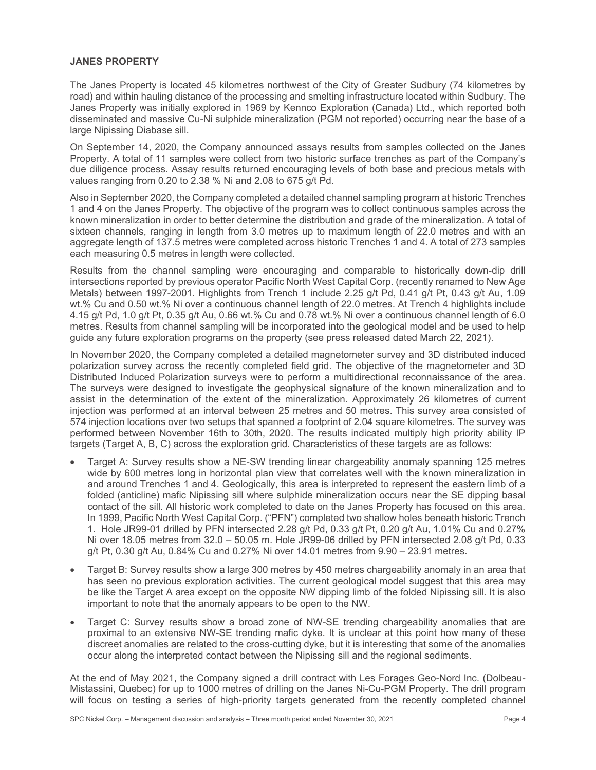**JANES PROPERTY**

The Janes Property is located 45 kilometres northwest of the City of Greater Sudbury (74 kilometres by road) and within hauling distance of the processing and smelting infrastructure located within Sudbury. The Janes Property was initially explored in 1969 by Kennco Exploration (Canada) Ltd., which reported both disseminated and massive Cu-Ni sulphide mineralization (PGM not reported) occurring near the base of a large Nipissing Diabase sill.

On September 14, 2020, the Company announced assays results from samples collected on the Janes Property. A total of 11 samples were collect from two historic surface trenches as part of the Company's due diligence process. Assay results returned encouraging levels of both base and precious metals with values ranging from 0.20 to 2.38 % Ni and 2.08 to 675 g/t Pd.

Also in September 2020, the Company completed a detailed channel sampling program at historic Trenches 1 and 4 on the Janes Property. The objective of the program was to collect continuous samples across the known mineralization in order to better determine the distribution and grade of the mineralization. A total of sixteen channels, ranging in length from 3.0 metres up to maximum length of 22.0 metres and with an aggregate length of 137.5 metres were completed across historic Trenches 1 and 4. A total of 273 samples each measuring 0.5 metres in length were collected.

Results from the channel sampling were encouraging and comparable to historically down-dip drill intersections reported by previous operator Pacific North West Capital Corp. (recently renamed to New Age Metals) between 1997-2001. Highlights from Trench 1 include 2.25 g/t Pd, 0.41 g/t Pt, 0.43 g/t Au, 1.09 wt.% Cu and 0.50 wt.% Ni over a continuous channel length of 22.0 metres. At Trench 4 highlights include 4.15 g/t Pd, 1.0 g/t Pt, 0.35 g/t Au, 0.66 wt.% Cu and 0.78 wt.% Ni over a continuous channel length of 6.0 metres. Results from channel sampling will be incorporated into the geological model and be used to help guide any future exploration programs on the property (see press released dated March 22, 2021).

In November 2020, the Company completed a detailed magnetometer survey and 3D distributed induced polarization survey across the recently completed field grid. The objective of the magnetometer and 3D Distributed Induced Polarization surveys were to perform a multidirectional reconnaissance of the area. The surveys were designed to investigate the geophysical signature of the known mineralization and to assist in the determination of the extent of the mineralization. Approximately 26 kilometres of current injection was performed at an interval between 25 metres and 50 metres. This survey area consisted of 574 injection locations over two setups that spanned a footprint of 2.04 square kilometres. The survey was performed between November 16th to 30th, 2020. The results indicated multiply high priority ability IP targets (Target A, B, C) across the exploration grid. Characteristics of these targets are as follows:

- Target A: Survey results show a NE-SW trending linear chargeability anomaly spanning 125 metres wide by 600 metres long in horizontal plan view that correlates well with the known mineralization in and around Trenches 1 and 4. Geologically, this area is interpreted to represent the eastern limb of a folded (anticline) mafic Nipissing sill where sulphide mineralization occurs near the SE dipping basal contact of the sill. All historic work completed to date on the Janes Property has focused on this area. In 1999, Pacific North West Capital Corp. ("PFN") completed two shallow holes beneath historic Trench 1. Hole JR99-01 drilled by PFN intersected 2.28 g/t Pd, 0.33 g/t Pt, 0.20 g/t Au, 1.01% Cu and 0.27% Ni over 18.05 metres from 32.0 – 50.05 m. Hole JR99-06 drilled by PFN intersected 2.08 g/t Pd, 0.33 g/t Pt, 0.30 g/t Au, 0.84% Cu and 0.27% Ni over 14.01 metres from 9.90 – 23.91 metres.
- Target B: Survey results show a large 300 metres by 450 metres chargeability anomaly in an area that has seen no previous exploration activities. The current geological model suggest that this area may be like the Target A area except on the opposite NW dipping limb of the folded Nipissing sill. It is also important to note that the anomaly appears to be open to the NW.
- Target C: Survey results show a broad zone of NW-SE trending chargeability anomalies that are proximal to an extensive NW-SE trending mafic dyke. It is unclear at this point how many of these discreet anomalies are related to the cross-cutting dyke, but it is interesting that some of the anomalies occur along the interpreted contact between the Nipissing sill and the regional sediments.

At the end of May 2021, the Company signed a drill contract with Les Forages Geo-Nord Inc. (Dolbeau-Mistassini, Quebec) for up to 1000 metres of drilling on the Janes Ni-Cu-PGM Property. The drill program will focus on testing a series of high-priority targets generated from the recently completed channel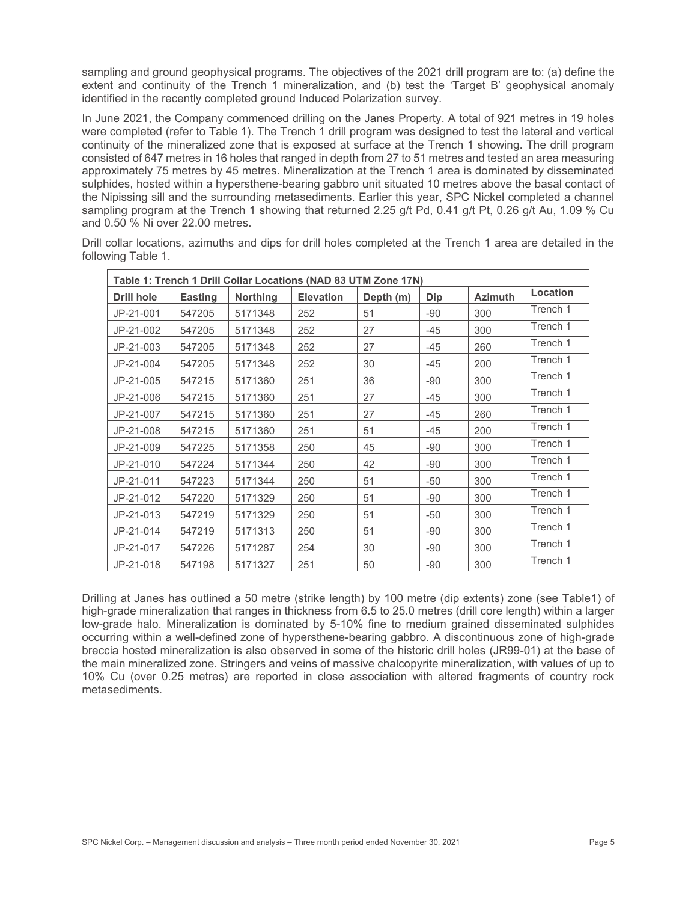sampling and ground geophysical programs. The objectives of the 2021 drill program are to: (a) define the extent and continuity of the Trench 1 mineralization, and (b) test the 'Target B' geophysical anomaly identified in the recently completed ground Induced Polarization survey.

In June 2021, the Company commenced drilling on the Janes Property. A total of 921 metres in 19 holes were completed (refer to Table 1). The Trench 1 drill program was designed to test the lateral and vertical continuity of the mineralized zone that is exposed at surface at the Trench 1 showing. The drill program consisted of 647 metres in 16 holes that ranged in depth from 27 to 51 metres and tested an area measuring approximately 75 metres by 45 metres. Mineralization at the Trench 1 area is dominated by disseminated sulphides, hosted within a hypersthene-bearing gabbro unit situated 10 metres above the basal contact of the Nipissing sill and the surrounding metasediments. Earlier this year, SPC Nickel completed a channel sampling program at the Trench 1 showing that returned 2.25 g/t Pd, 0.41 g/t Pt, 0.26 g/t Au, 1.09 % Cu and 0.50 % Ni over 22.00 metres.

Drill collar locations, azimuths and dips for drill holes completed at the Trench 1 area are detailed in the following Table 1.

| Table 1: Trench 1 Drill Collar Locations (NAD 83 UTM Zone 17N) | | | | | | | |
|---|---|---|---|---|---|---|---|
| **Drill hole** | **Easting** | **Northing** | **Elevation** | **Depth (m)** | **Dip** | **Azimuth** | **Location** |
| JP-21-001 | 547205 | 5171348 | 252 | 51 | -90 | 300 | Trench 1 |
| JP-21-002 | 547205 | 5171348 | 252 | 27 | -45 | 300 | Trench 1 |
| JP-21-003 | 547205 | 5171348 | 252 | 27 | -45 | 260 | Trench 1 |
| JP-21-004 | 547205 | 5171348 | 252 | 30 | -45 | 200 | Trench 1 |
| JP-21-005 | 547215 | 5171360 | 251 | 36 | -90 | 300 | Trench 1 |
| JP-21-006 | 547215 | 5171360 | 251 | 27 | -45 | 300 | Trench 1 |
| JP-21-007 | 547215 | 5171360 | 251 | 27 | -45 | 260 | Trench 1 |
| JP-21-008 | 547215 | 5171360 | 251 | 51 | -45 | 200 | Trench 1 |
| JP-21-009 | 547225 | 5171358 | 250 | 45 | -90 | 300 | Trench 1 |
| JP-21-010 | 547224 | 5171344 | 250 | 42 | -90 | 300 | Trench 1 |
| JP-21-011 | 547223 | 5171344 | 250 | 51 | -50 | 300 | Trench 1 |
| JP-21-012 | 547220 | 5171329 | 250 | 51 | -90 | 300 | Trench 1 |
| JP-21-013 | 547219 | 5171329 | 250 | 51 | -50 | 300 | Trench 1 |
| JP-21-014 | 547219 | 5171313 | 250 | 51 | -90 | 300 | Trench 1 |
| JP-21-017 | 547226 | 5171287 | 254 | 30 | -90 | 300 | Trench 1 |
| JP-21-018 | 547198 | 5171327 | 251 | 50 | -90 | 300 | Trench 1 |

Drilling at Janes has outlined a 50 metre (strike length) by 100 metre (dip extents) zone (see Table1) of high-grade mineralization that ranges in thickness from 6.5 to 25.0 metres (drill core length) within a larger low-grade halo. Mineralization is dominated by 5-10% fine to medium grained disseminated sulphides occurring within a well-defined zone of hypersthene-bearing gabbro. A discontinuous zone of high-grade breccia hosted mineralization is also observed in some of the historic drill holes (JR99-01) at the base of the main mineralized zone. Stringers and veins of massive chalcopyrite mineralization, with values of up to 10% Cu (over 0.25 metres) are reported in close association with altered fragments of country rock metasediments.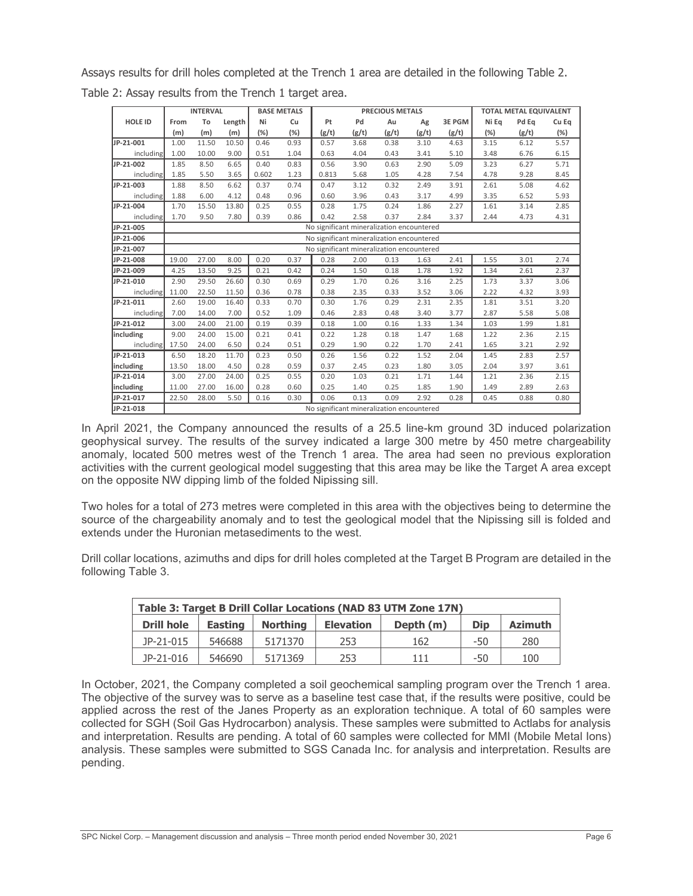Assays results for drill holes completed at the Trench 1 area are detailed in the following Table 2.

Table 2: Assay results from the Trench 1 target area.

| | INTERVAL | | | BASE METALS | | PRECIOUS METALS | | | | | TOTAL METAL EQUIVALENT | | |
|---|---|---|---|---|---|---|---|---|---|---|---|---|---|
| HOLE ID | From (m) | To (m) | Length (m) | Ni (%) | Cu (%) | Pt (g/t) | Pd (g/t) | Au (g/t) | Ag (g/t) | 3E PGM (g/t) | Ni Eq (%) | Pd Eq (g/t) | Cu Eq (%) |
| JP-21-001 | 1.00 | 11.50 | 10.50 | 0.46 | 0.93 | 0.57 | 3.68 | 0.38 | 3.10 | 4.63 | 3.15 | 6.12 | 5.57 |
| including | 1.00 | 10.00 | 9.00 | 0.51 | 1.04 | 0.63 | 4.04 | 0.43 | 3.41 | 5.10 | 3.48 | 6.76 | 6.15 |
| JP-21-002 | 1.85 | 8.50 | 6.65 | 0.40 | 0.83 | 0.56 | 3.90 | 0.63 | 2.90 | 5.09 | 3.23 | 6.27 | 5.71 |
| including | 1.85 | 5.50 | 3.65 | 0.602 | 1.23 | 0.813 | 5.68 | 1.05 | 4.28 | 7.54 | 4.78 | 9.28 | 8.45 |
| JP-21-003 | 1.88 | 8.50 | 6.62 | 0.37 | 0.74 | 0.47 | 3.12 | 0.32 | 2.49 | 3.91 | 2.61 | 5.08 | 4.62 |
| including | 1.88 | 6.00 | 4.12 | 0.48 | 0.96 | 0.60 | 3.96 | 0.43 | 3.17 | 4.99 | 3.35 | 6.52 | 5.93 |
| JP-21-004 | 1.70 | 15.50 | 13.80 | 0.25 | 0.55 | 0.28 | 1.75 | 0.24 | 1.86 | 2.27 | 1.61 | 3.14 | 2.85 |
| including | 1.70 | 9.50 | 7.80 | 0.39 | 0.86 | 0.42 | 2.58 | 0.37 | 2.84 | 3.37 | 2.44 | 4.73 | 4.31 |
| JP-21-005 | No significant mineralization encountered | | | | | | | | | | | | |
| JP-21-006 | No significant mineralization encountered | | | | | | | | | | | | |
| JP-21-007 | No significant mineralization encountered | | | | | | | | | | | | |
| JP-21-008 | 19.00 | 27.00 | 8.00 | 0.20 | 0.37 | 0.28 | 2.00 | 0.13 | 1.63 | 2.41 | 1.55 | 3.01 | 2.74 |
| JP-21-009 | 4.25 | 13.50 | 9.25 | 0.21 | 0.42 | 0.24 | 1.50 | 0.18 | 1.78 | 1.92 | 1.34 | 2.61 | 2.37 |
| JP-21-010 | 2.90 | 29.50 | 26.60 | 0.30 | 0.69 | 0.29 | 1.70 | 0.26 | 3.16 | 2.25 | 1.73 | 3.37 | 3.06 |
| including | 11.00 | 22.50 | 11.50 | 0.36 | 0.78 | 0.38 | 2.35 | 0.33 | 3.52 | 3.06 | 2.22 | 4.32 | 3.93 |
| JP-21-011 | 2.60 | 19.00 | 16.40 | 0.33 | 0.70 | 0.30 | 1.76 | 0.29 | 2.31 | 2.35 | 1.81 | 3.51 | 3.20 |
| including | 7.00 | 14.00 | 7.00 | 0.52 | 1.09 | 0.46 | 2.83 | 0.48 | 3.40 | 3.77 | 2.87 | 5.58 | 5.08 |
| JP-21-012 | 3.00 | 24.00 | 21.00 | 0.19 | 0.39 | 0.18 | 1.00 | 0.16 | 1.33 | 1.34 | 1.03 | 1.99 | 1.81 |
| including | 9.00 | 24.00 | 15.00 | 0.21 | 0.41 | 0.22 | 1.28 | 0.18 | 1.47 | 1.68 | 1.22 | 2.36 | 2.15 |
| including | 17.50 | 24.00 | 6.50 | 0.24 | 0.51 | 0.29 | 1.90 | 0.22 | 1.70 | 2.41 | 1.65 | 3.21 | 2.92 |
| JP-21-013 | 6.50 | 18.20 | 11.70 | 0.23 | 0.50 | 0.26 | 1.56 | 0.22 | 1.52 | 2.04 | 1.45 | 2.83 | 2.57 |
| including | 13.50 | 18.00 | 4.50 | 0.28 | 0.59 | 0.37 | 2.45 | 0.23 | 1.80 | 3.05 | 2.04 | 3.97 | 3.61 |
| JP-21-014 | 3.00 | 27.00 | 24.00 | 0.25 | 0.55 | 0.20 | 1.03 | 0.21 | 1.71 | 1.44 | 1.21 | 2.36 | 2.15 |
| including | 11.00 | 27.00 | 16.00 | 0.28 | 0.60 | 0.25 | 1.40 | 0.25 | 1.85 | 1.90 | 1.49 | 2.89 | 2.63 |
| JP-21-017 | 22.50 | 28.00 | 5.50 | 0.16 | 0.30 | 0.06 | 0.13 | 0.09 | 2.92 | 0.28 | 0.45 | 0.88 | 0.80 |
| JP-21-018 | No significant mineralization encountered | | | | | | | | | | | | |

In April 2021, the Company announced the results of a 25.5 line-km ground 3D induced polarization geophysical survey. The results of the survey indicated a large 300 metre by 450 metre chargeability anomaly, located 500 metres west of the Trench 1 area. The area had seen no previous exploration activities with the current geological model suggesting that this area may be like the Target A area except on the opposite NW dipping limb of the folded Nipissing sill.

Two holes for a total of 273 metres were completed in this area with the objectives being to determine the source of the chargeability anomaly and to test the geological model that the Nipissing sill is folded and extends under the Huronian metasediments to the west.

Drill collar locations, azimuths and dips for drill holes completed at the Target B Program are detailed in the following Table 3.

| Table 3: Target B Drill Collar Locations (NAD 83 UTM Zone 17N) | | | | | | |
|---|---|---|---|---|---|---|
| **Drill hole** | **Easting** | **Northing** | **Elevation** | **Depth (m)** | **Dip** | **Azimuth** |
| JP-21-015 | 546688 | 5171370 | 253 | 162 | -50 | 280 |
| JP-21-016 | 546690 | 5171369 | 253 | 111 | -50 | 100 |

In October, 2021, the Company completed a soil geochemical sampling program over the Trench 1 area. The objective of the survey was to serve as a baseline test case that, if the results were positive, could be applied across the rest of the Janes Property as an exploration technique. A total of 60 samples were collected for SGH (Soil Gas Hydrocarbon) analysis. These samples were submitted to Actlabs for analysis and interpretation. Results are pending. A total of 60 samples were collected for MMI (Mobile Metal Ions) analysis. These samples were submitted to SGS Canada Inc. for analysis and interpretation. Results are pending.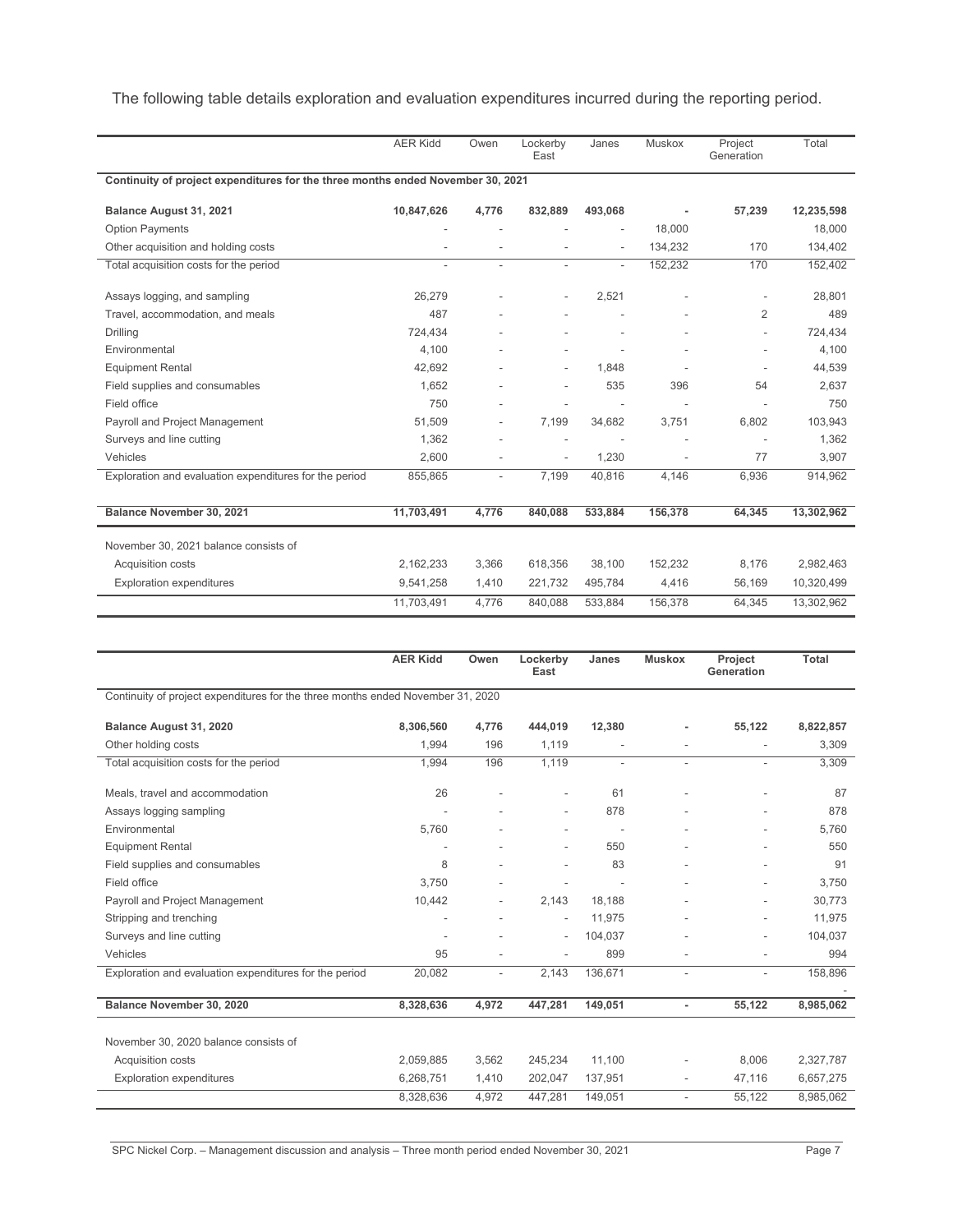The following table details exploration and evaluation expenditures incurred during the reporting period.

| | AER Kidd | Owen | Lockerby East | Janes | Muskox | Project Generation | Total |
|---|---|---|---|---|---|---|---|
| **Continuity of project expenditures for the three months ended November 30, 2021** | | | | | | | |
| **Balance August 31, 2021** | **10,847,626** | **4,776** | **832,889** | **493,068** | **-** | **57,239** | **12,235,598** |
| Option Payments | - | - | - | - | 18,000 | | 18,000 |
| Other acquisition and holding costs | - | - | - | - | 134,232 | 170 | 134,402 |
| Total acquisition costs for the period | - | - | - | - | 152,232 | 170 | 152,402 |
| Assays logging, and sampling | 26,279 | - | - | 2,521 | - | - | 28,801 |
| Travel, accommodation, and meals | 487 | - | - | - | - | 2 | 489 |
| Drilling | 724,434 | - | - | - | - | - | 724,434 |
| Environmental | 4,100 | - | - | - | - | - | 4,100 |
| Equipment Rental | 42,692 | - | - | 1,848 | - | - | 44,539 |
| Field supplies and consumables | 1,652 | - | - | 535 | 396 | 54 | 2,637 |
| Field office | 750 | - | - | - | - | - | 750 |
| Payroll and Project Management | 51,509 | - | 7,199 | 34,682 | 3,751 | 6,802 | 103,943 |
| Surveys and line cutting | 1,362 | - | - | - | - | - | 1,362 |
| Vehicles | 2,600 | - | - | 1,230 | - | 77 | 3,907 |
| Exploration and evaluation expenditures for the period | 855,865 | - | 7,199 | 40,816 | 4,146 | 6,936 | 914,962 |
| **Balance November 30, 2021** | **11,703,491** | **4,776** | **840,088** | **533,884** | **156,378** | **64,345** | **13,302,962** |
| November 30, 2021 balance consists of | | | | | | | |
| Acquisition costs | 2,162,233 | 3,366 | 618,356 | 38,100 | 152,232 | 8,176 | 2,982,463 |
| Exploration expenditures | 9,541,258 | 1,410 | 221,732 | 495,784 | 4,416 | 56,169 | 10,320,499 |
| | 11,703,491 | 4,776 | 840,088 | 533,884 | 156,378 | 64,345 | 13,302,962 |

| | **AER Kidd** | **Owen** | **Lockerby East** | **Janes** | **Muskox** | **Project Generation** | **Total** |
|---|---|---|---|---|---|---|---|
| Continuity of project expenditures for the three months ended November 31, 2020 | | | | | | | |
| **Balance August 31, 2020** | **8,306,560** | **4,776** | **444,019** | **12,380** | **-** | **55,122** | **8,822,857** |
| Other holding costs | 1,994 | 196 | 1,119 | - | - | - | 3,309 |
| Total acquisition costs for the period | 1,994 | 196 | 1,119 | - | - | - | 3,309 |
| Meals, travel and accommodation | 26 | - | - | 61 | - | - | 87 |
| Assays logging sampling | - | - | - | 878 | - | - | 878 |
| Environmental | 5,760 | - | - | - | - | - | 5,760 |
| Equipment Rental | - | - | - | 550 | - | - | 550 |
| Field supplies and consumables | 8 | - | - | 83 | - | - | 91 |
| Field office | 3,750 | - | - | - | - | - | 3,750 |
| Payroll and Project Management | 10,442 | - | 2,143 | 18,188 | - | - | 30,773 |
| Stripping and trenching | - | - | - | 11,975 | - | - | 11,975 |
| Surveys and line cutting | - | - | - | 104,037 | - | - | 104,037 |
| Vehicles | 95 | - | - | 899 | - | - | 994 |
| Exploration and evaluation expenditures for the period | 20,082 | - | 2,143 | 136,671 | - | - | 158,896 |
| **Balance November 30, 2020** | **8,328,636** | **4,972** | **447,281** | **149,051** | **-** | **55,122** | **8,985,062** |
| November 30, 2020 balance consists of | | | | | | | |
| Acquisition costs | 2,059,885 | 3,562 | 245,234 | 11,100 | - | 8,006 | 2,327,787 |
| Exploration expenditures | 6,268,751 | 1,410 | 202,047 | 137,951 | - | 47,116 | 6,657,275 |
| | 8,328,636 | 4,972 | 447,281 | 149,051 | - | 55,122 | 8,985,062 |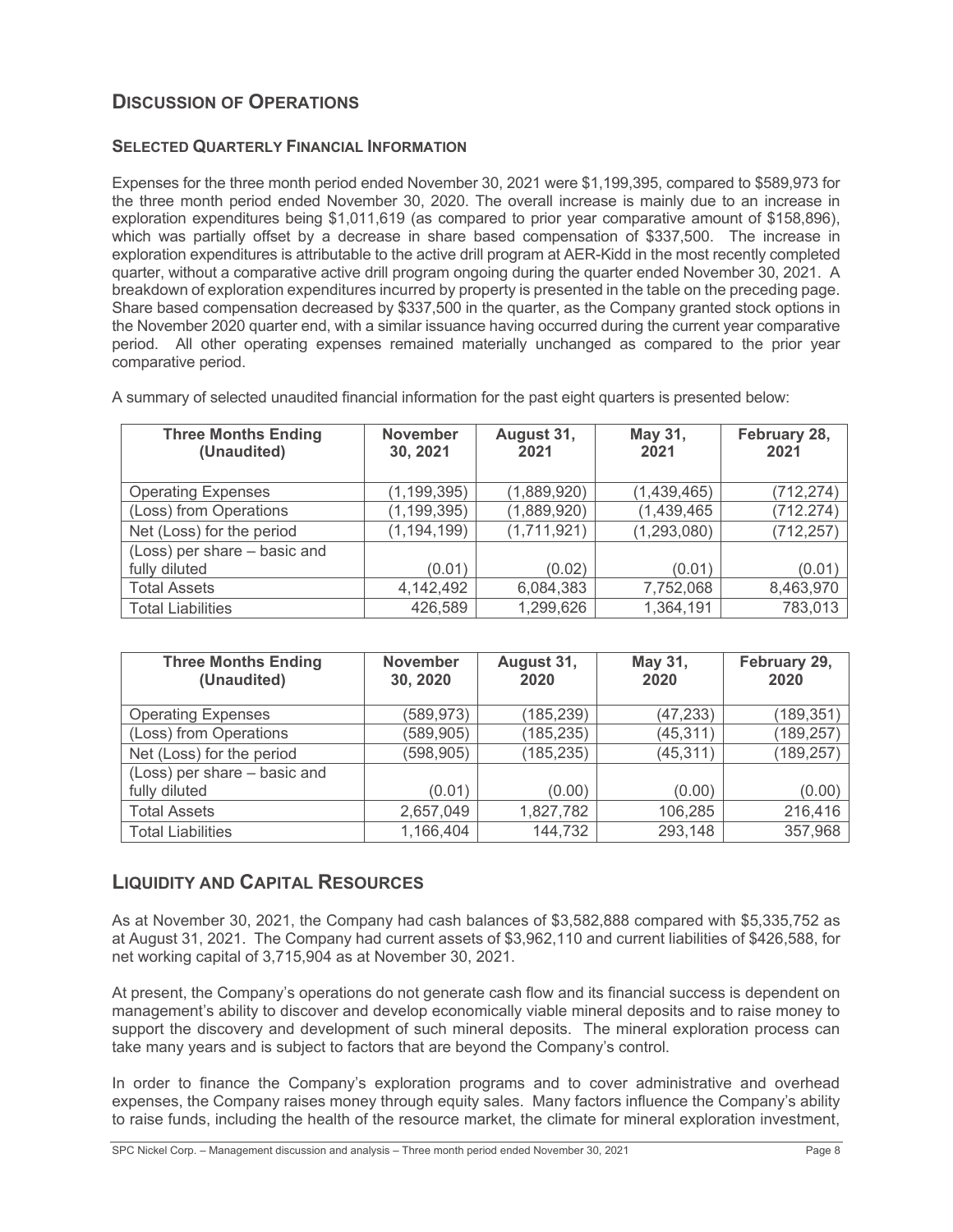## Discussion of Operations

### Selected Quarterly Financial Information

Expenses for the three month period ended November 30, 2021 were $1,199,395, compared to $589,973 for the three month period ended November 30, 2020. The overall increase is mainly due to an increase in exploration expenditures being $1,011,619 (as compared to prior year comparative amount of $158,896), which was partially offset by a decrease in share based compensation of $337,500. The increase in exploration expenditures is attributable to the active drill program at AER-Kidd in the most recently completed quarter, without a comparative active drill program ongoing during the quarter ended November 30, 2021. A breakdown of exploration expenditures incurred by property is presented in the table on the preceding page. Share based compensation decreased by $337,500 in the quarter, as the Company granted stock options in the November 2020 quarter end, with a similar issuance having occurred during the current year comparative period. All other operating expenses remained materially unchanged as compared to the prior year comparative period.

A summary of selected unaudited financial information for the past eight quarters is presented below:

| Three Months Ending (Unaudited) | November 30, 2021 | August 31, 2021 | May 31, 2021 | February 28, 2021 |
|---|---|---|---|---|
| Operating Expenses | (1,199,395) | (1,889,920) | (1,439,465) | (712,274) |
| (Loss) from Operations | (1,199,395) | (1,889,920) | (1,439,465 | (712.274) |
| Net (Loss) for the period | (1,194,199) | (1,711,921) | (1,293,080) | (712,257) |
| (Loss) per share – basic and fully diluted | (0.01) | (0.02) | (0.01) | (0.01) |
| Total Assets | 4,142,492 | 6,084,383 | 7,752,068 | 8,463,970 |
| Total Liabilities | 426,589 | 1,299,626 | 1,364,191 | 783,013 |

| Three Months Ending (Unaudited) | November 30, 2020 | August 31, 2020 | May 31, 2020 | February 29, 2020 |
|---|---|---|---|---|
| Operating Expenses | (589,973) | (185,239) | (47,233) | (189,351) |
| (Loss) from Operations | (589,905) | (185,235) | (45,311) | (189,257) |
| Net (Loss) for the period | (598,905) | (185,235) | (45,311) | (189,257) |
| (Loss) per share – basic and fully diluted | (0.01) | (0.00) | (0.00) | (0.00) |
| Total Assets | 2,657,049 | 1,827,782 | 106,285 | 216,416 |
| Total Liabilities | 1,166,404 | 144,732 | 293,148 | 357,968 |

## Liquidity and Capital Resources

As at November 30, 2021, the Company had cash balances of $3,582,888 compared with $5,335,752 as at August 31, 2021. The Company had current assets of $3,962,110 and current liabilities of $426,588, for net working capital of 3,715,904 as at November 30, 2021.

At present, the Company's operations do not generate cash flow and its financial success is dependent on management's ability to discover and develop economically viable mineral deposits and to raise money to support the discovery and development of such mineral deposits. The mineral exploration process can take many years and is subject to factors that are beyond the Company's control.

In order to finance the Company's exploration programs and to cover administrative and overhead expenses, the Company raises money through equity sales. Many factors influence the Company's ability to raise funds, including the health of the resource market, the climate for mineral exploration investment,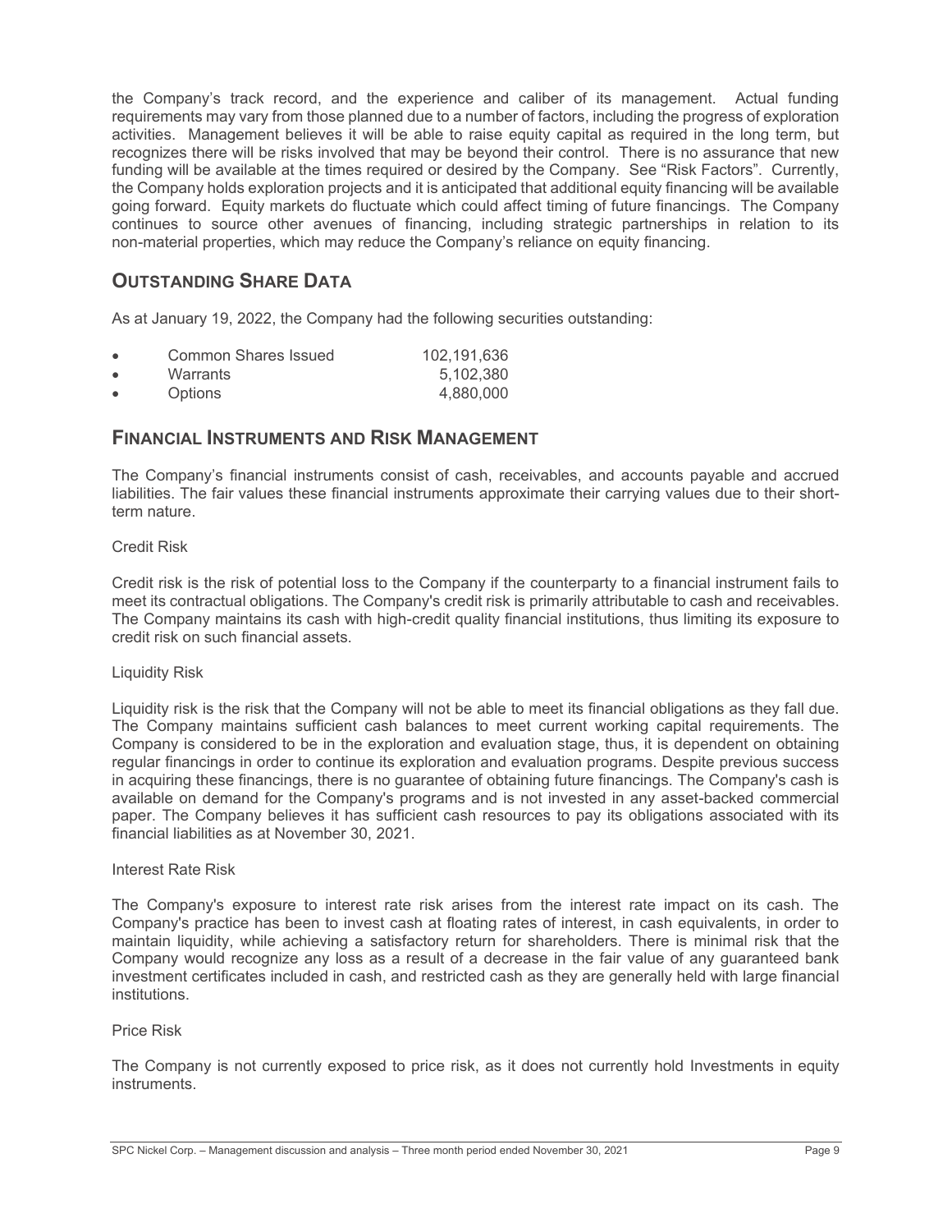the Company's track record, and the experience and caliber of its management. Actual funding requirements may vary from those planned due to a number of factors, including the progress of exploration activities. Management believes it will be able to raise equity capital as required in the long term, but recognizes there will be risks involved that may be beyond their control. There is no assurance that new funding will be available at the times required or desired by the Company. See "Risk Factors". Currently, the Company holds exploration projects and it is anticipated that additional equity financing will be available going forward. Equity markets do fluctuate which could affect timing of future financings. The Company continues to source other avenues of financing, including strategic partnerships in relation to its non-material properties, which may reduce the Company's reliance on equity financing.

## OUTSTANDING SHARE DATA

As at January 19, 2022, the Company had the following securities outstanding:

- Common Shares Issued 102,191,636
- Warrants 5,102,380
- Options 4,880,000

## FINANCIAL INSTRUMENTS AND RISK MANAGEMENT

The Company's financial instruments consist of cash, receivables, and accounts payable and accrued liabilities. The fair values these financial instruments approximate their carrying values due to their short-term nature.

Credit Risk

Credit risk is the risk of potential loss to the Company if the counterparty to a financial instrument fails to meet its contractual obligations. The Company's credit risk is primarily attributable to cash and receivables. The Company maintains its cash with high-credit quality financial institutions, thus limiting its exposure to credit risk on such financial assets.

Liquidity Risk

Liquidity risk is the risk that the Company will not be able to meet its financial obligations as they fall due. The Company maintains sufficient cash balances to meet current working capital requirements. The Company is considered to be in the exploration and evaluation stage, thus, it is dependent on obtaining regular financings in order to continue its exploration and evaluation programs. Despite previous success in acquiring these financings, there is no guarantee of obtaining future financings. The Company's cash is available on demand for the Company's programs and is not invested in any asset-backed commercial paper. The Company believes it has sufficient cash resources to pay its obligations associated with its financial liabilities as at November 30, 2021.

Interest Rate Risk

The Company's exposure to interest rate risk arises from the interest rate impact on its cash. The Company's practice has been to invest cash at floating rates of interest, in cash equivalents, in order to maintain liquidity, while achieving a satisfactory return for shareholders. There is minimal risk that the Company would recognize any loss as a result of a decrease in the fair value of any guaranteed bank investment certificates included in cash, and restricted cash as they are generally held with large financial institutions.

Price Risk

The Company is not currently exposed to price risk, as it does not currently hold Investments in equity instruments.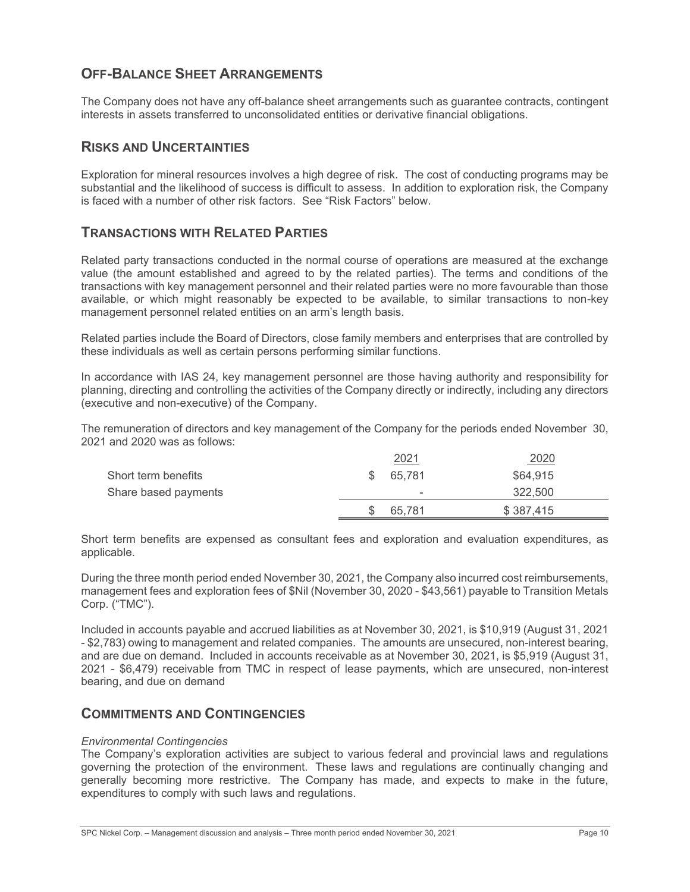## OFF-BALANCE SHEET ARRANGEMENTS

The Company does not have any off-balance sheet arrangements such as guarantee contracts, contingent interests in assets transferred to unconsolidated entities or derivative financial obligations.

## RISKS AND UNCERTAINTIES

Exploration for mineral resources involves a high degree of risk. The cost of conducting programs may be substantial and the likelihood of success is difficult to assess. In addition to exploration risk, the Company is faced with a number of other risk factors. See "Risk Factors" below.

## TRANSACTIONS WITH RELATED PARTIES

Related party transactions conducted in the normal course of operations are measured at the exchange value (the amount established and agreed to by the related parties). The terms and conditions of the transactions with key management personnel and their related parties were no more favourable than those available, or which might reasonably be expected to be available, to similar transactions to non-key management personnel related entities on an arm's length basis.

Related parties include the Board of Directors, close family members and enterprises that are controlled by these individuals as well as certain persons performing similar functions.

In accordance with IAS 24, key management personnel are those having authority and responsibility for planning, directing and controlling the activities of the Company directly or indirectly, including any directors (executive and non-executive) of the Company.

The remuneration of directors and key management of the Company for the periods ended November 30, 2021 and 2020 was as follows:

| | 2021 | 2020 |
|---|---|---|
| Short term benefits | $ 65,781 | $64,915 |
| Share based payments | - | 322,500 |
| | $ 65,781 | $ 387,415 |

Short term benefits are expensed as consultant fees and exploration and evaluation expenditures, as applicable.

During the three month period ended November 30, 2021, the Company also incurred cost reimbursements, management fees and exploration fees of $Nil (November 30, 2020 - $43,561) payable to Transition Metals Corp. ("TMC").

Included in accounts payable and accrued liabilities as at November 30, 2021, is $10,919 (August 31, 2021 - $2,783) owing to management and related companies. The amounts are unsecured, non-interest bearing, and are due on demand. Included in accounts receivable as at November 30, 2021, is $5,919 (August 31, 2021 - $6,479) receivable from TMC in respect of lease payments, which are unsecured, non-interest bearing, and due on demand

## COMMITMENTS AND CONTINGENCIES

*Environmental Contingencies*

The Company's exploration activities are subject to various federal and provincial laws and regulations governing the protection of the environment. These laws and regulations are continually changing and generally becoming more restrictive. The Company has made, and expects to make in the future, expenditures to comply with such laws and regulations.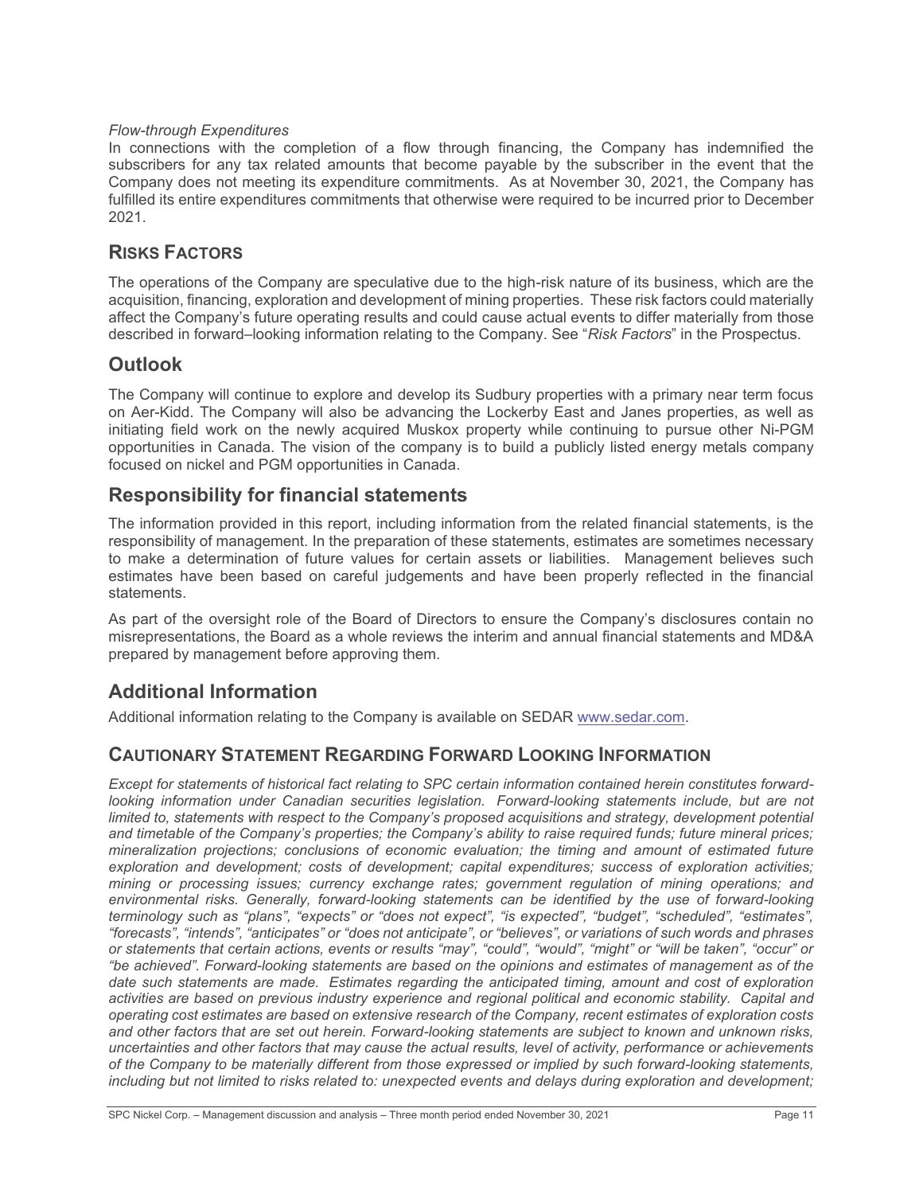*Flow-through Expenditures*

In connections with the completion of a flow through financing, the Company has indemnified the subscribers for any tax related amounts that become payable by the subscriber in the event that the Company does not meeting its expenditure commitments. As at November 30, 2021, the Company has fulfilled its entire expenditures commitments that otherwise were required to be incurred prior to December 2021.

## RISKS FACTORS

The operations of the Company are speculative due to the high-risk nature of its business, which are the acquisition, financing, exploration and development of mining properties. These risk factors could materially affect the Company's future operating results and could cause actual events to differ materially from those described in forward–looking information relating to the Company. See "*Risk Factors*" in the Prospectus.

## Outlook

The Company will continue to explore and develop its Sudbury properties with a primary near term focus on Aer-Kidd. The Company will also be advancing the Lockerby East and Janes properties, as well as initiating field work on the newly acquired Muskox property while continuing to pursue other Ni-PGM opportunities in Canada. The vision of the company is to build a publicly listed energy metals company focused on nickel and PGM opportunities in Canada.

## Responsibility for financial statements

The information provided in this report, including information from the related financial statements, is the responsibility of management. In the preparation of these statements, estimates are sometimes necessary to make a determination of future values for certain assets or liabilities. Management believes such estimates have been based on careful judgements and have been properly reflected in the financial statements.

As part of the oversight role of the Board of Directors to ensure the Company's disclosures contain no misrepresentations, the Board as a whole reviews the interim and annual financial statements and MD&A prepared by management before approving them.

## Additional Information

Additional information relating to the Company is available on SEDAR www.sedar.com.

## CAUTIONARY STATEMENT REGARDING FORWARD LOOKING INFORMATION

*Except for statements of historical fact relating to SPC certain information contained herein constitutes forward-looking information under Canadian securities legislation. Forward-looking statements include, but are not limited to, statements with respect to the Company's proposed acquisitions and strategy, development potential and timetable of the Company's properties; the Company's ability to raise required funds; future mineral prices; mineralization projections; conclusions of economic evaluation; the timing and amount of estimated future exploration and development; costs of development; capital expenditures; success of exploration activities; mining or processing issues; currency exchange rates; government regulation of mining operations; and environmental risks. Generally, forward-looking statements can be identified by the use of forward-looking terminology such as "plans", "expects" or "does not expect", "is expected", "budget", "scheduled", "estimates", "forecasts", "intends", "anticipates" or "does not anticipate", or "believes", or variations of such words and phrases or statements that certain actions, events or results "may", "could", "would", "might" or "will be taken", "occur" or "be achieved". Forward-looking statements are based on the opinions and estimates of management as of the date such statements are made. Estimates regarding the anticipated timing, amount and cost of exploration activities are based on previous industry experience and regional political and economic stability. Capital and operating cost estimates are based on extensive research of the Company, recent estimates of exploration costs and other factors that are set out herein. Forward-looking statements are subject to known and unknown risks, uncertainties and other factors that may cause the actual results, level of activity, performance or achievements of the Company to be materially different from those expressed or implied by such forward-looking statements, including but not limited to risks related to: unexpected events and delays during exploration and development;*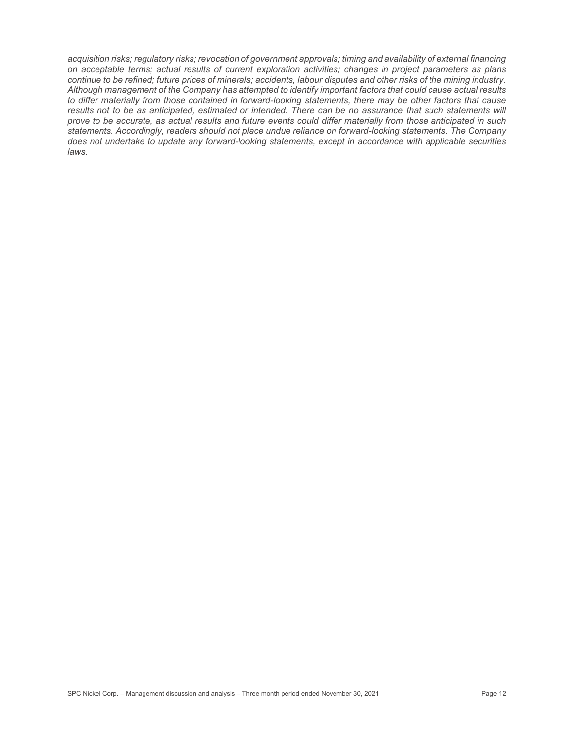*acquisition risks; regulatory risks; revocation of government approvals; timing and availability of external financing on acceptable terms; actual results of current exploration activities; changes in project parameters as plans continue to be refined; future prices of minerals; accidents, labour disputes and other risks of the mining industry. Although management of the Company has attempted to identify important factors that could cause actual results to differ materially from those contained in forward-looking statements, there may be other factors that cause results not to be as anticipated, estimated or intended. There can be no assurance that such statements will prove to be accurate, as actual results and future events could differ materially from those anticipated in such statements. Accordingly, readers should not place undue reliance on forward-looking statements. The Company does not undertake to update any forward-looking statements, except in accordance with applicable securities laws.*